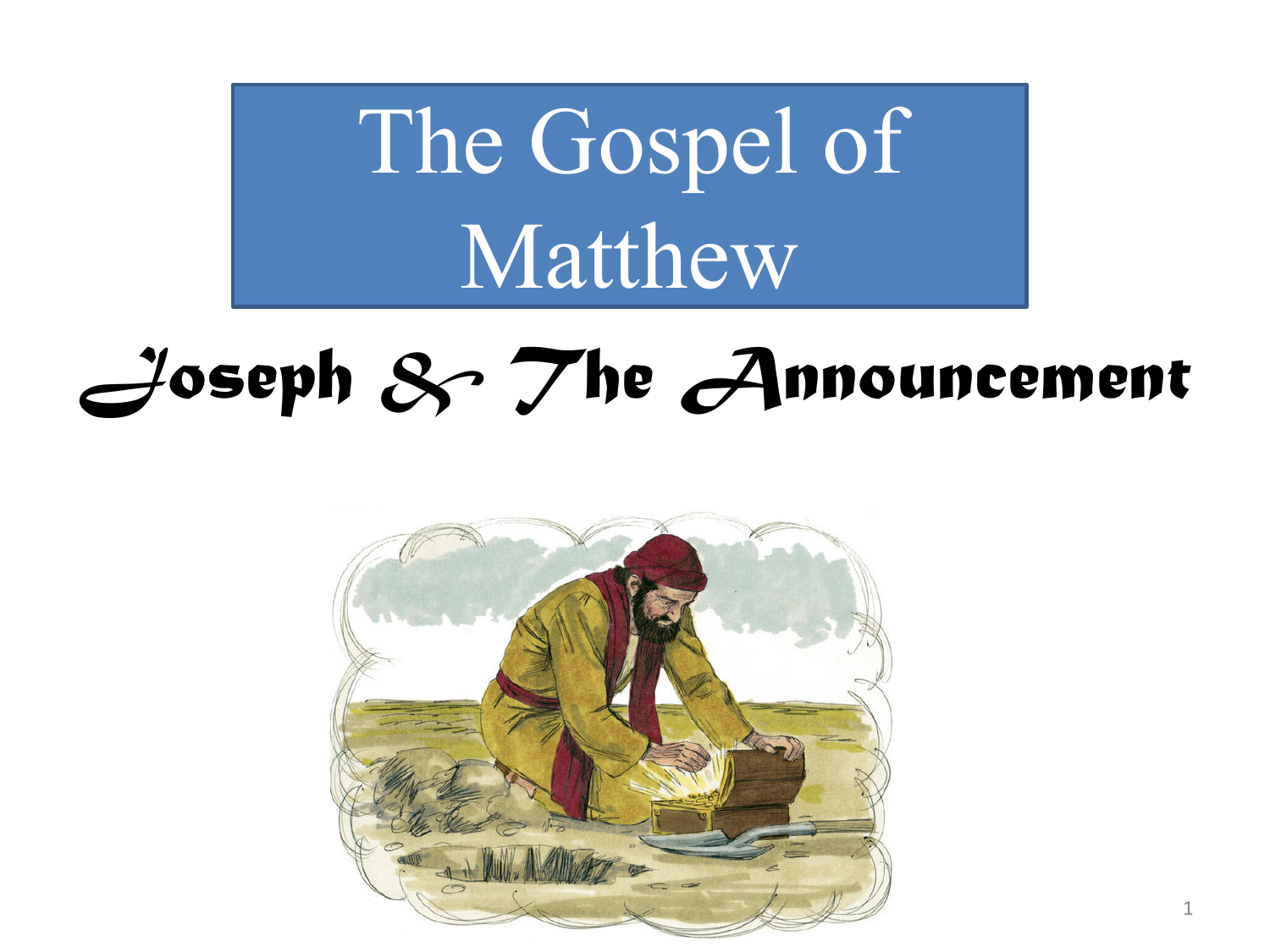# The Gospel of Matthew

## Joseph & The Announcement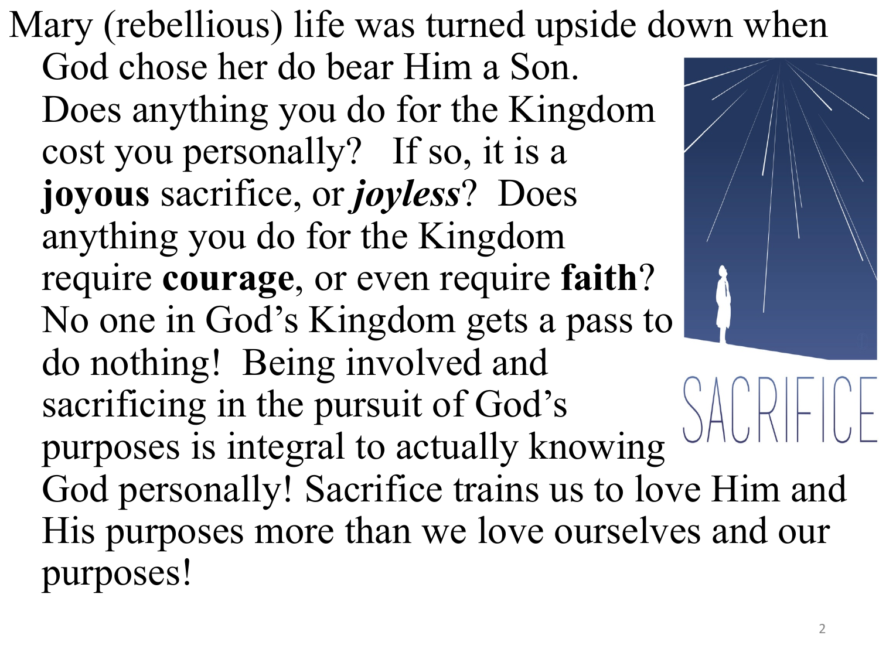Mary (rebellious) life was turned upside down when God chose her do bear Him a Son. Does anything you do for the Kingdom cost you personally? If so, it is a **joyous** sacrifice, or ***joyless***? Does anything you do for the Kingdom require **courage**, or even require **faith**? No one in God's Kingdom gets a pass to do nothing! Being involved and sacrificing in the pursuit of God's purposes is integral to actually knowing God personally! Sacrifice trains us to love Him and His purposes more than we love ourselves and our purposes!

SACRIFICE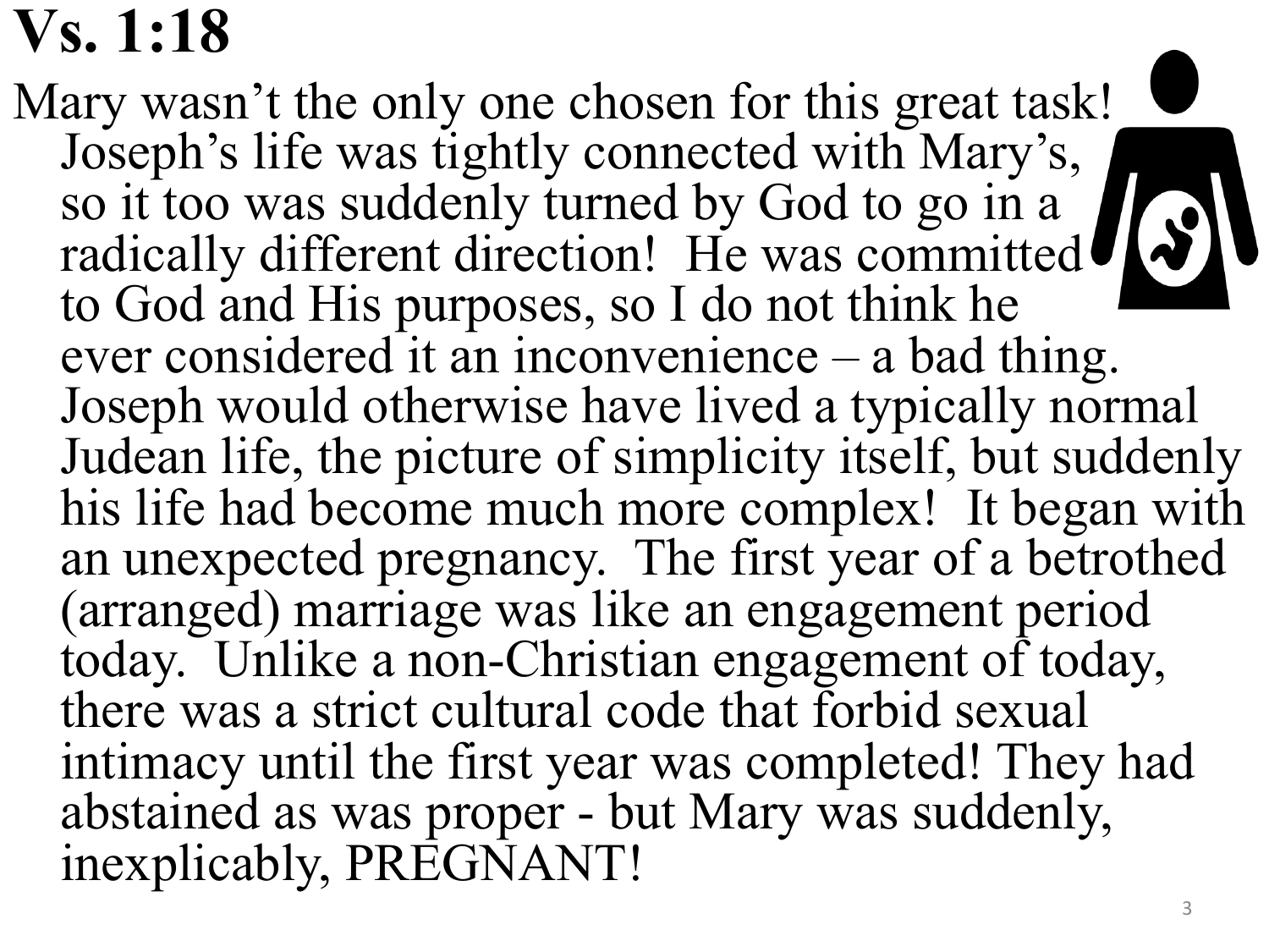# Vs. 1:18

Mary wasn't the only one chosen for this great task! Joseph's life was tightly connected with Mary's, so it too was suddenly turned by God to go in a radically different direction! He was committed to God and His purposes, so I do not think he ever considered it an inconvenience – a bad thing. Joseph would otherwise have lived a typically normal Judean life, the picture of simplicity itself, but suddenly his life had become much more complex! It began with an unexpected pregnancy. The first year of a betrothed (arranged) marriage was like an engagement period today. Unlike a non-Christian engagement of today, there was a strict cultural code that forbid sexual intimacy until the first year was completed! They had abstained as was proper - but Mary was suddenly, inexplicably, PREGNANT!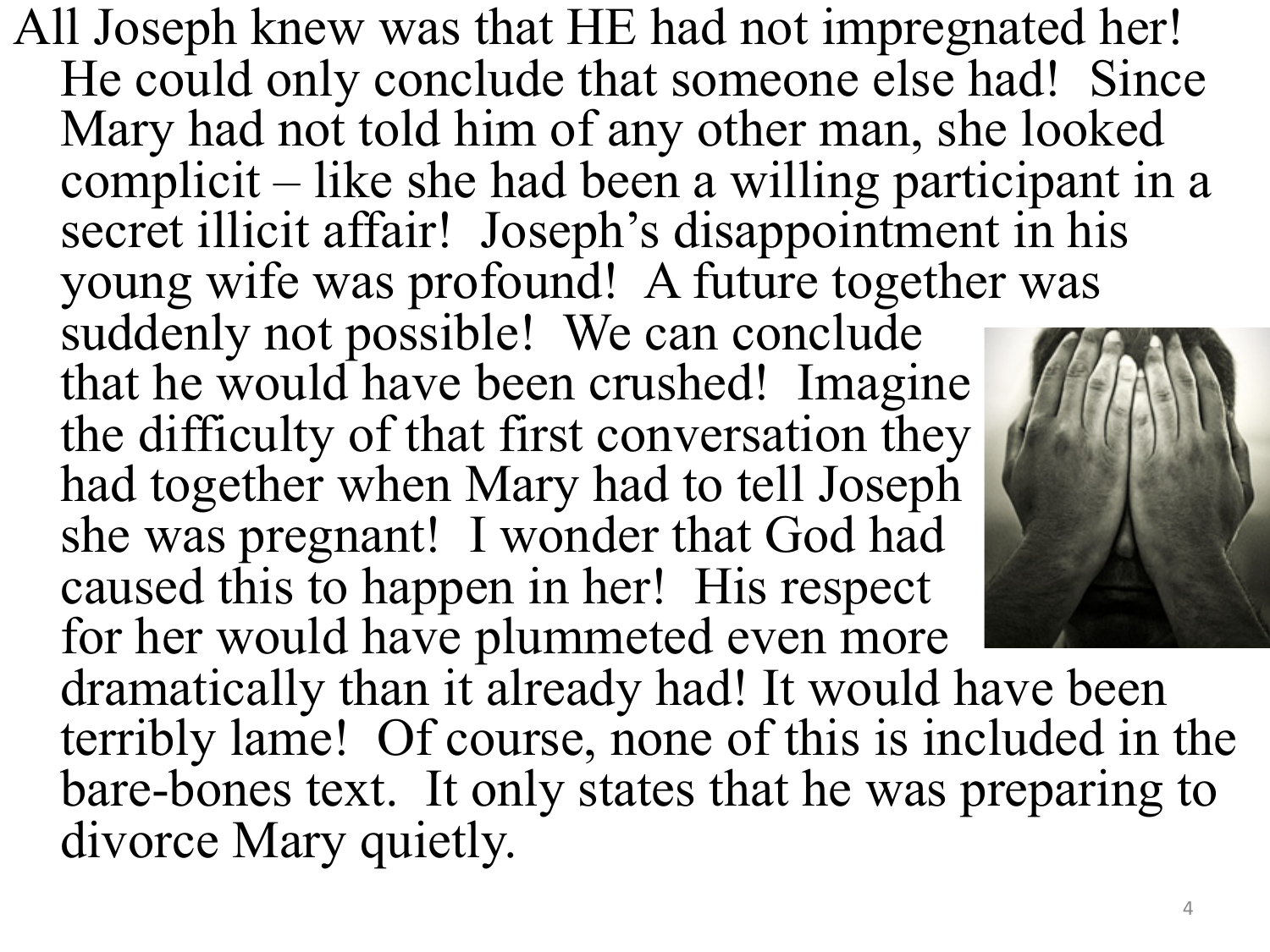All Joseph knew was that HE had not impregnated her! He could only conclude that someone else had! Since Mary had not told him of any other man, she looked complicit – like she had been a willing participant in a secret illicit affair! Joseph's disappointment in his young wife was profound! A future together was suddenly not possible! We can conclude that he would have been crushed! Imagine the difficulty of that first conversation they had together when Mary had to tell Joseph she was pregnant! I wonder that God had caused this to happen in her! His respect for her would have plummeted even more dramatically than it already had! It would have been terribly lame! Of course, none of this is included in the bare-bones text. It only states that he was preparing to divorce Mary quietly.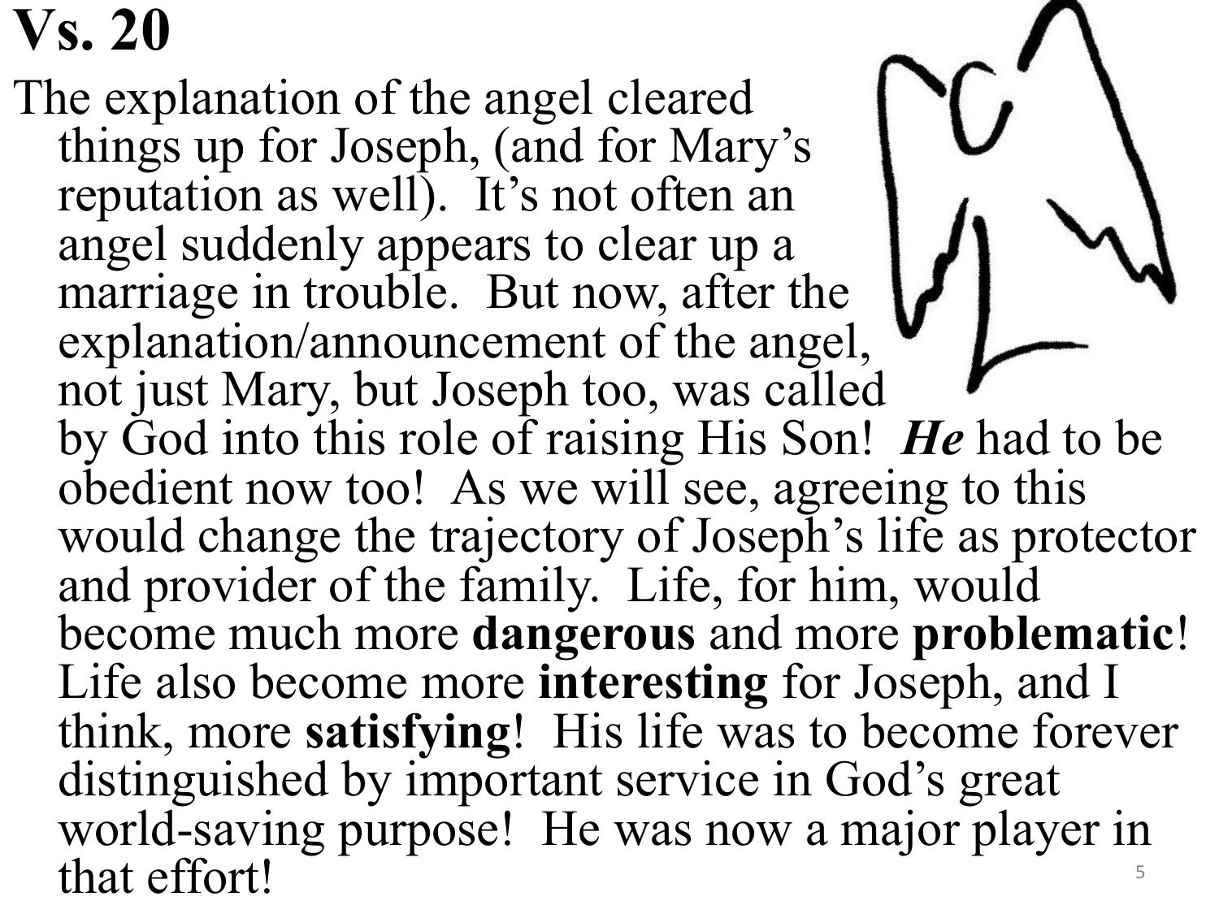# Vs. 20

The explanation of the angel cleared things up for Joseph, (and for Mary's reputation as well). It's not often an angel suddenly appears to clear up a marriage in trouble. But now, after the explanation/announcement of the angel, not just Mary, but Joseph too, was called by God into this role of raising His Son! ***He*** had to be obedient now too! As we will see, agreeing to this would change the trajectory of Joseph's life as protector and provider of the family. Life, for him, would become much more **dangerous** and more **problematic**! Life also become more **interesting** for Joseph, and I think, more **satisfying**! His life was to become forever distinguished by important service in God's great world-saving purpose! He was now a major player in that effort!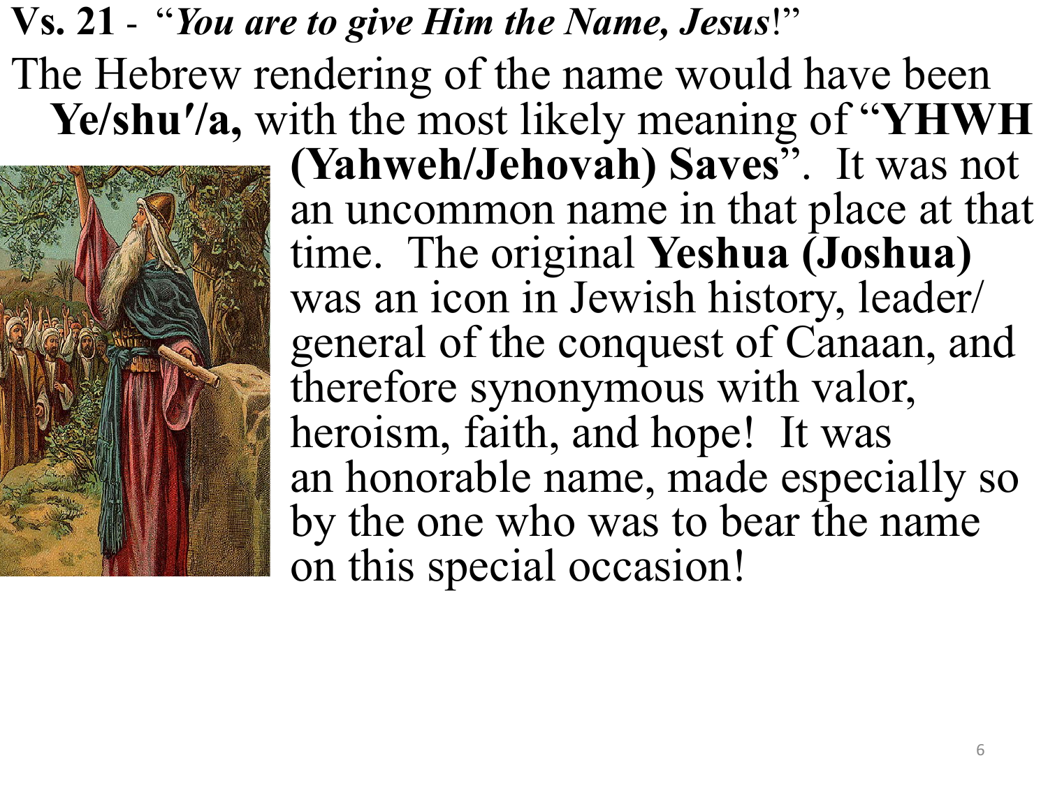**Vs. 21** - "*You are to give Him the Name, Jesus*!"

The Hebrew rendering of the name would have been **Ye/shu′/a,** with the most likely meaning of "**YHWH (Yahweh/Jehovah) Saves**". It was not an uncommon name in that place at that time. The original **Yeshua (Joshua)** was an icon in Jewish history, leader/ general of the conquest of Canaan, and therefore synonymous with valor, heroism, faith, and hope! It was an honorable name, made especially so by the one who was to bear the name on this special occasion!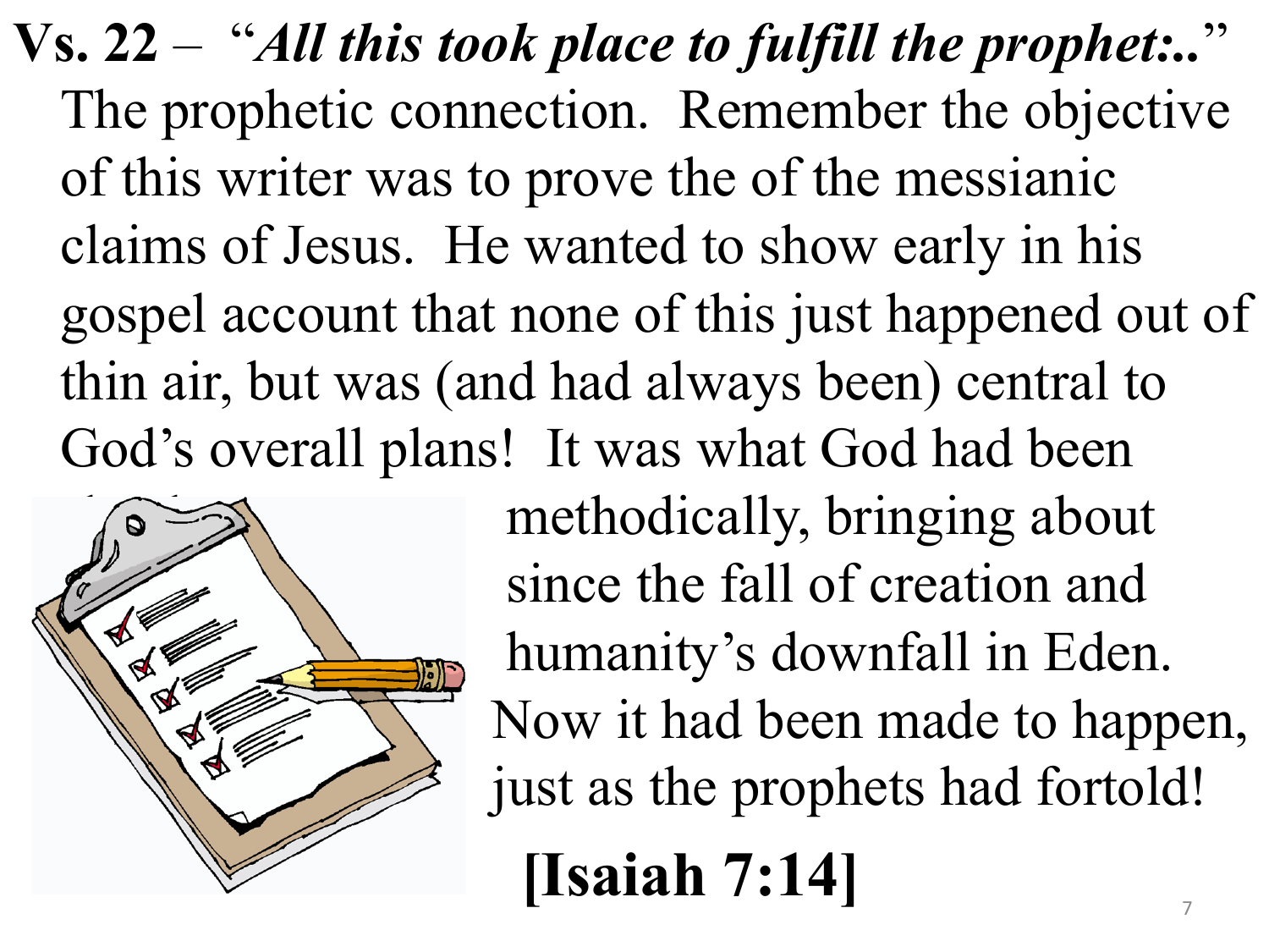**Vs. 22** – "***All this took place to fulfill the prophet:..***"

The prophetic connection. Remember the objective of this writer was to prove the of the messianic claims of Jesus. He wanted to show early in his gospel account that none of this just happened out of thin air, but was (and had always been) central to God's overall plans! It was what God had been methodically, bringing about since the fall of creation and humanity's downfall in Eden. Now it had been made to happen, just as the prophets had fortold!

**[Isaiah 7:14]**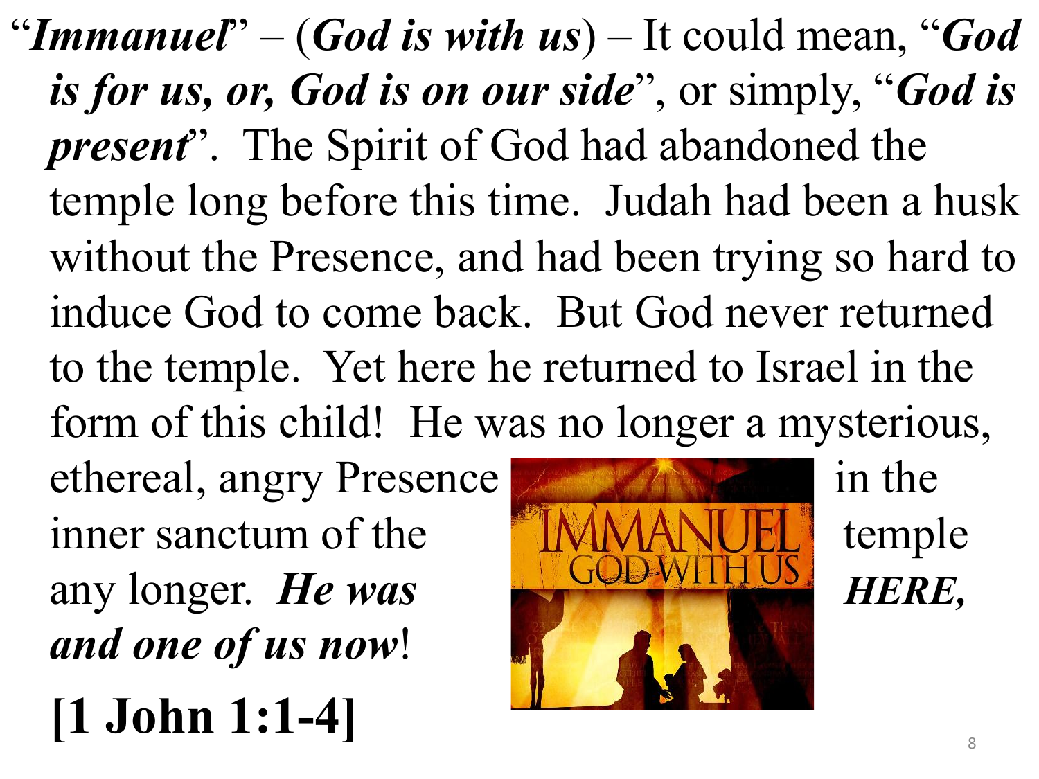"***Immanuel***" – (***God is with us***) – It could mean, "***God is for us, or, God is on our side***", or simply, "***God is present***". The Spirit of God had abandoned the temple long before this time. Judah had been a husk without the Presence, and had been trying so hard to induce God to come back. But God never returned to the temple. Yet here he returned to Israel in the form of this child! He was no longer a mysterious, ethereal, angry Presence in the inner sanctum of the temple any longer. ***He was HERE, and one of us now***!

**[1 John 1:1-4]**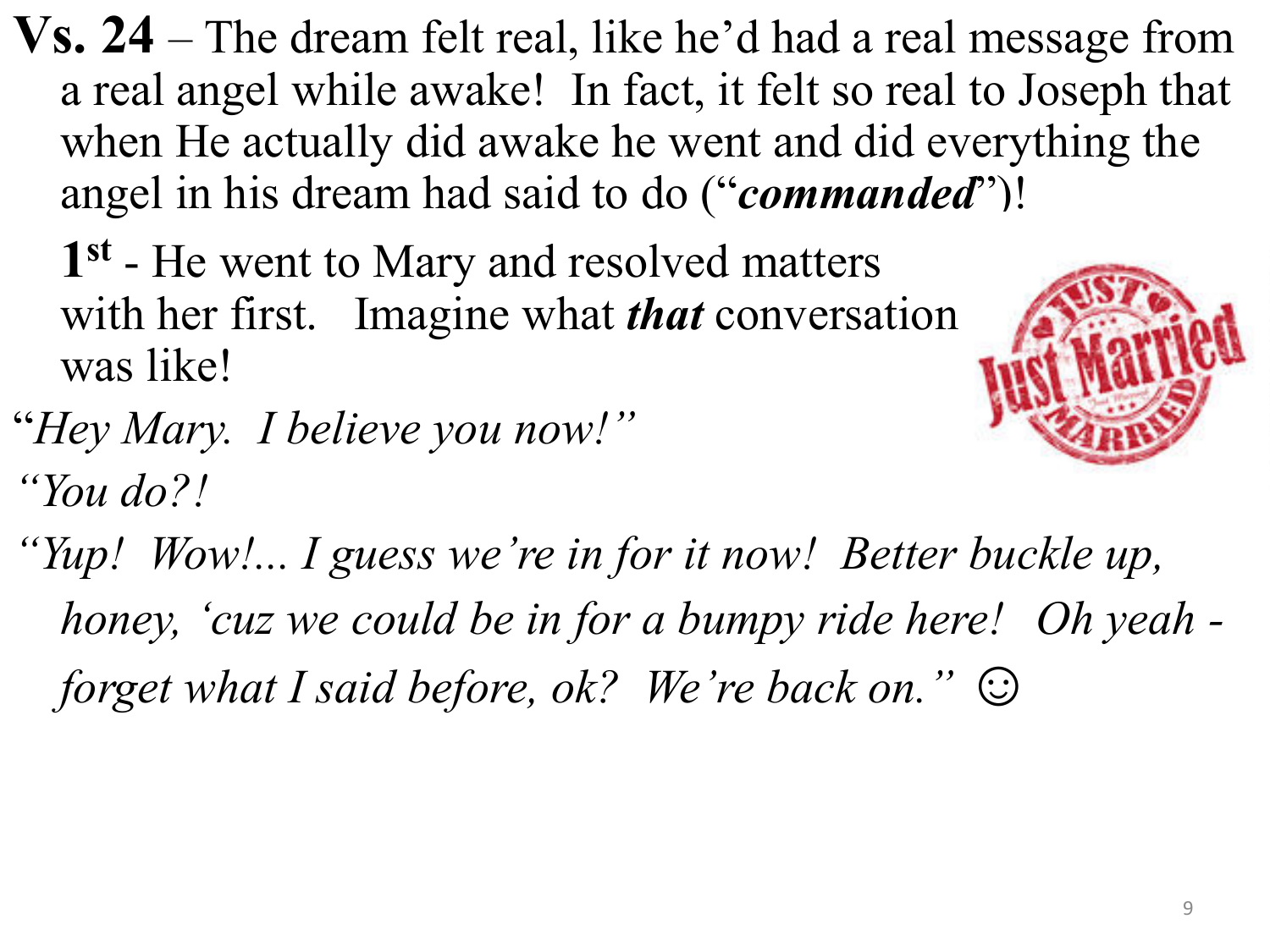**Vs. 24** – The dream felt real, like he'd had a real message from a real angel while awake! In fact, it felt so real to Joseph that when He actually did awake he went and did everything the angel in his dream had said to do ("***commanded***")!

**1st** - He went to Mary and resolved matters with her first. Imagine what ***that*** conversation was like!

"*Hey Mary. I believe you now!*"

*"You do?!*

*"Yup! Wow!... I guess we're in for it now! Better buckle up, honey, 'cuz we could be in for a bumpy ride here! Oh yeah - forget what I said before, ok? We're back on."* ☺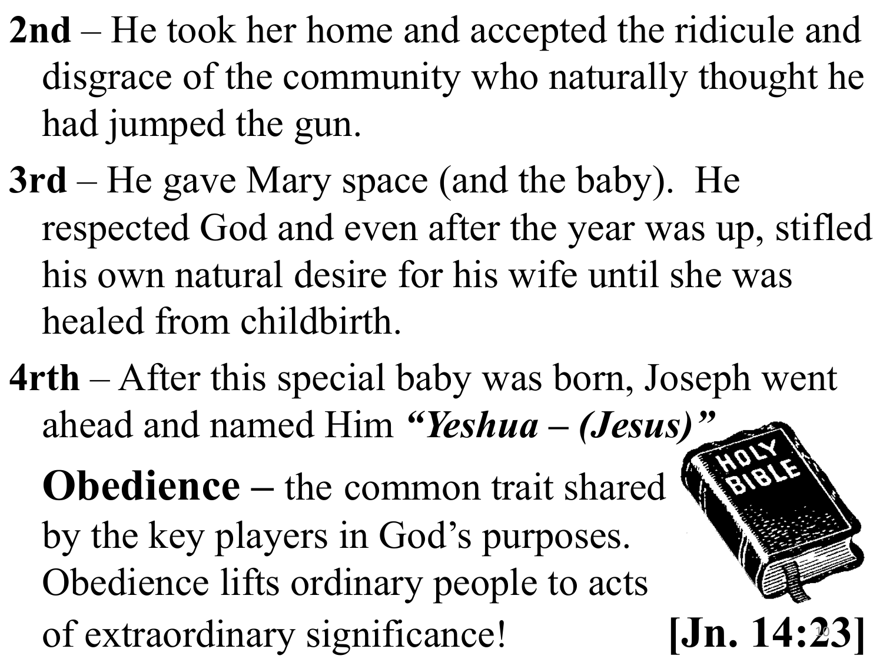**2nd** – He took her home and accepted the ridicule and disgrace of the community who naturally thought he had jumped the gun.

**3rd** – He gave Mary space (and the baby). He respected God and even after the year was up, stifled his own natural desire for his wife until she was healed from childbirth.

**4rth** – After this special baby was born, Joseph went ahead and named Him ***"Yeshua – (Jesus)"***

**Obedience –** the common trait shared by the key players in God's purposes. Obedience lifts ordinary people to acts of extraordinary significance! **[Jn. 14:23]**